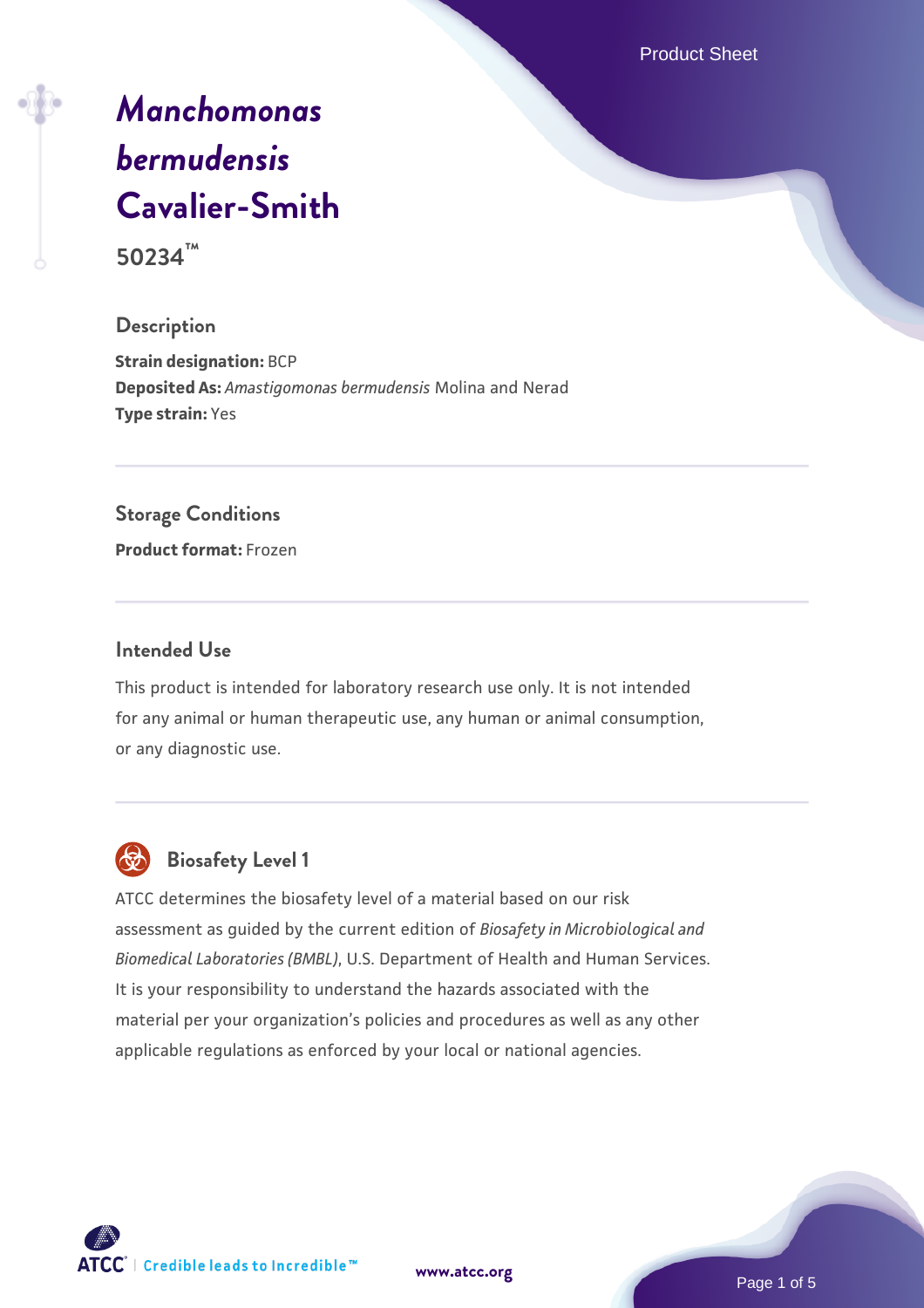# *Manchomonas bermudensis* Cavalier-Smith

**50234™**

## Description

**Strain designation:** BCP
**Deposited As:** *Amastigomonas bermudensis* Molina and Nerad
**Type strain:** Yes

## Storage Conditions

**Product format:** Frozen

## Intended Use

This product is intended for laboratory research use only. It is not intended for any animal or human therapeutic use, any human or animal consumption, or any diagnostic use.

## Biosafety Level 1

ATCC determines the biosafety level of a material based on our risk assessment as guided by the current edition of *Biosafety in Microbiological and Biomedical Laboratories (BMBL)*, U.S. Department of Health and Human Services. It is your responsibility to understand the hazards associated with the material per your organization's policies and procedures as well as any other applicable regulations as enforced by your local or national agencies.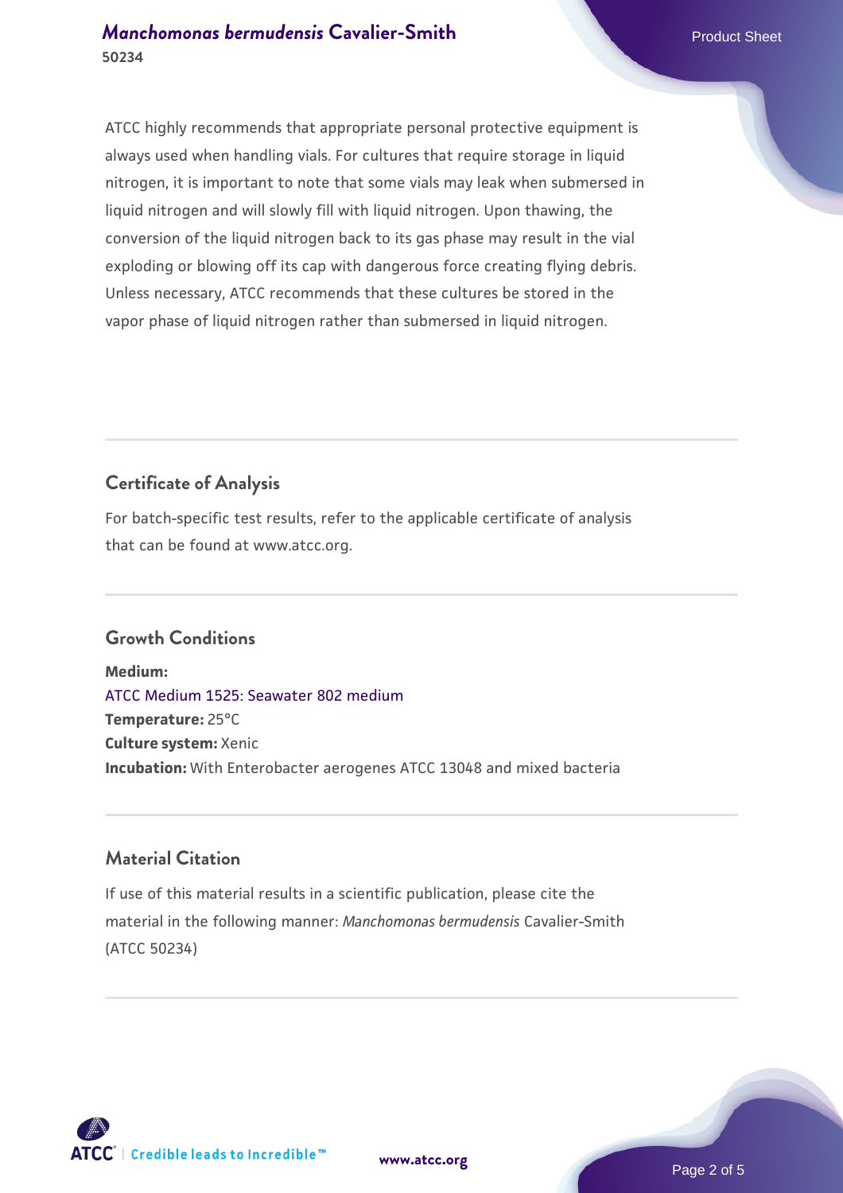ATCC highly recommends that appropriate personal protective equipment is always used when handling vials. For cultures that require storage in liquid nitrogen, it is important to note that some vials may leak when submersed in liquid nitrogen and will slowly fill with liquid nitrogen. Upon thawing, the conversion of the liquid nitrogen back to its gas phase may result in the vial exploding or blowing off its cap with dangerous force creating flying debris. Unless necessary, ATCC recommends that these cultures be stored in the vapor phase of liquid nitrogen rather than submersed in liquid nitrogen.

## Certificate of Analysis

For batch-specific test results, refer to the applicable certificate of analysis that can be found at www.atcc.org.

## Growth Conditions

**Medium:**
ATCC Medium 1525: Seawater 802 medium
**Temperature:** 25°C
**Culture system:** Xenic
**Incubation:** With Enterobacter aerogenes ATCC 13048 and mixed bacteria

## Material Citation

If use of this material results in a scientific publication, please cite the material in the following manner: *Manchomonas bermudensis* Cavalier-Smith (ATCC 50234)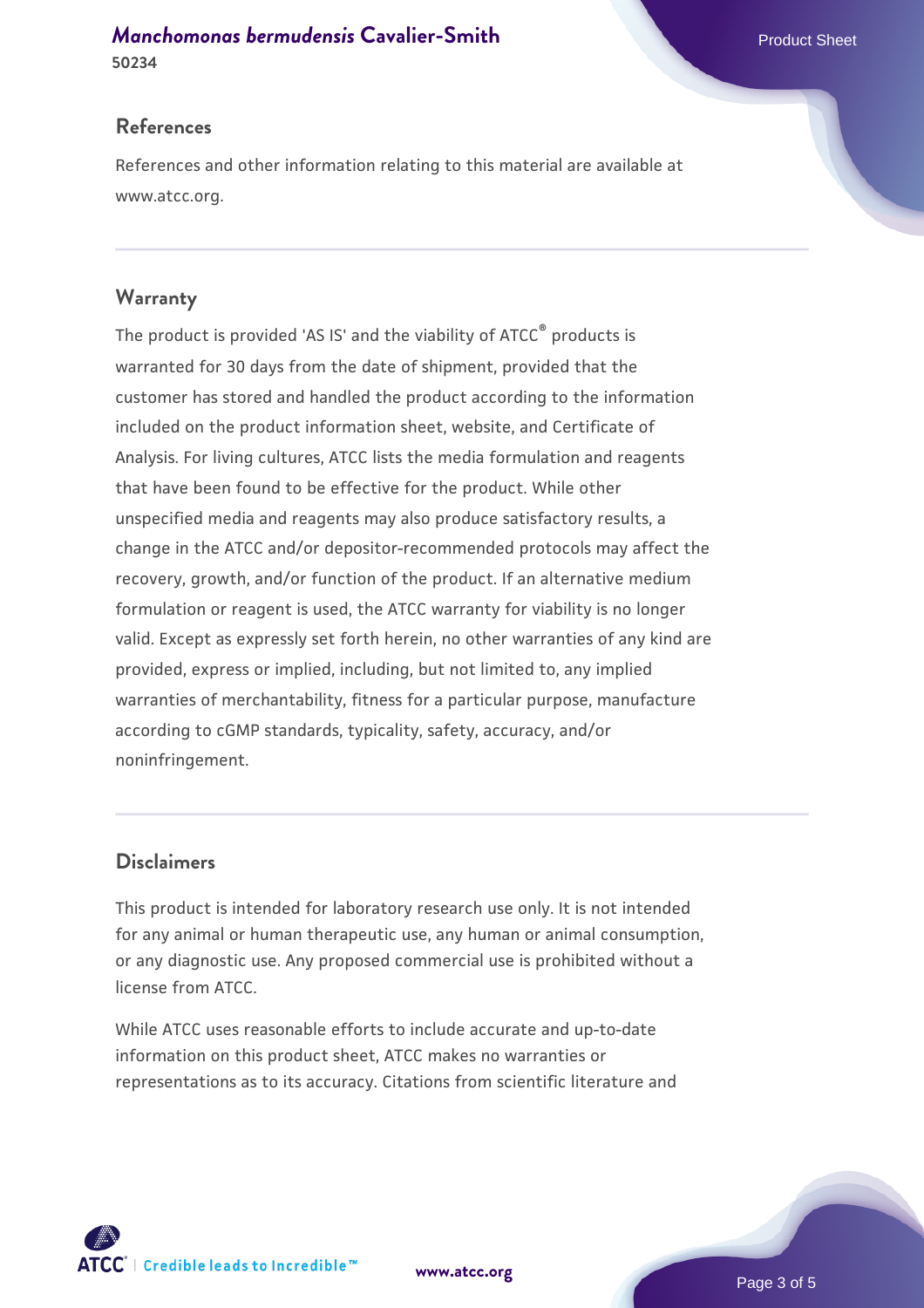## References

References and other information relating to this material are available at www.atcc.org.

## Warranty

The product is provided 'AS IS' and the viability of ATCC® products is warranted for 30 days from the date of shipment, provided that the customer has stored and handled the product according to the information included on the product information sheet, website, and Certificate of Analysis. For living cultures, ATCC lists the media formulation and reagents that have been found to be effective for the product. While other unspecified media and reagents may also produce satisfactory results, a change in the ATCC and/or depositor-recommended protocols may affect the recovery, growth, and/or function of the product. If an alternative medium formulation or reagent is used, the ATCC warranty for viability is no longer valid. Except as expressly set forth herein, no other warranties of any kind are provided, express or implied, including, but not limited to, any implied warranties of merchantability, fitness for a particular purpose, manufacture according to cGMP standards, typicality, safety, accuracy, and/or noninfringement.

## Disclaimers

This product is intended for laboratory research use only. It is not intended for any animal or human therapeutic use, any human or animal consumption, or any diagnostic use. Any proposed commercial use is prohibited without a license from ATCC.

While ATCC uses reasonable efforts to include accurate and up-to-date information on this product sheet, ATCC makes no warranties or representations as to its accuracy. Citations from scientific literature and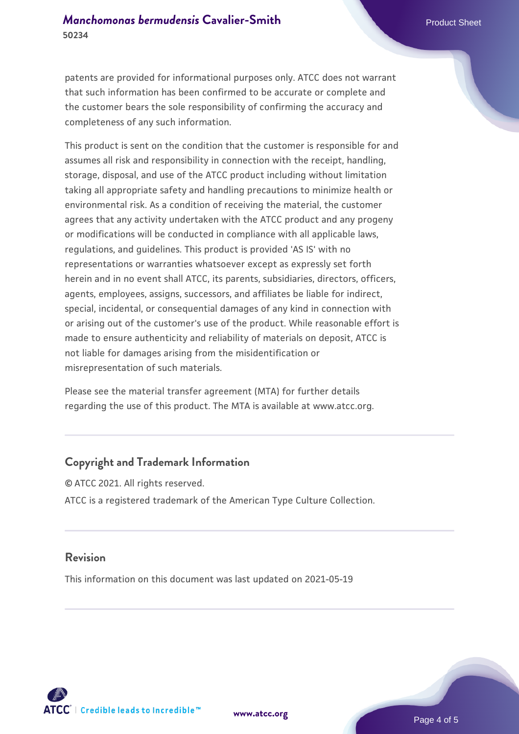patents are provided for informational purposes only. ATCC does not warrant that such information has been confirmed to be accurate or complete and the customer bears the sole responsibility of confirming the accuracy and completeness of any such information.

This product is sent on the condition that the customer is responsible for and assumes all risk and responsibility in connection with the receipt, handling, storage, disposal, and use of the ATCC product including without limitation taking all appropriate safety and handling precautions to minimize health or environmental risk. As a condition of receiving the material, the customer agrees that any activity undertaken with the ATCC product and any progeny or modifications will be conducted in compliance with all applicable laws, regulations, and guidelines. This product is provided 'AS IS' with no representations or warranties whatsoever except as expressly set forth herein and in no event shall ATCC, its parents, subsidiaries, directors, officers, agents, employees, assigns, successors, and affiliates be liable for indirect, special, incidental, or consequential damages of any kind in connection with or arising out of the customer's use of the product. While reasonable effort is made to ensure authenticity and reliability of materials on deposit, ATCC is not liable for damages arising from the misidentification or misrepresentation of such materials.

Please see the material transfer agreement (MTA) for further details regarding the use of this product. The MTA is available at www.atcc.org.

## Copyright and Trademark Information

© ATCC 2021. All rights reserved.

ATCC is a registered trademark of the American Type Culture Collection.

## Revision

This information on this document was last updated on 2021-05-19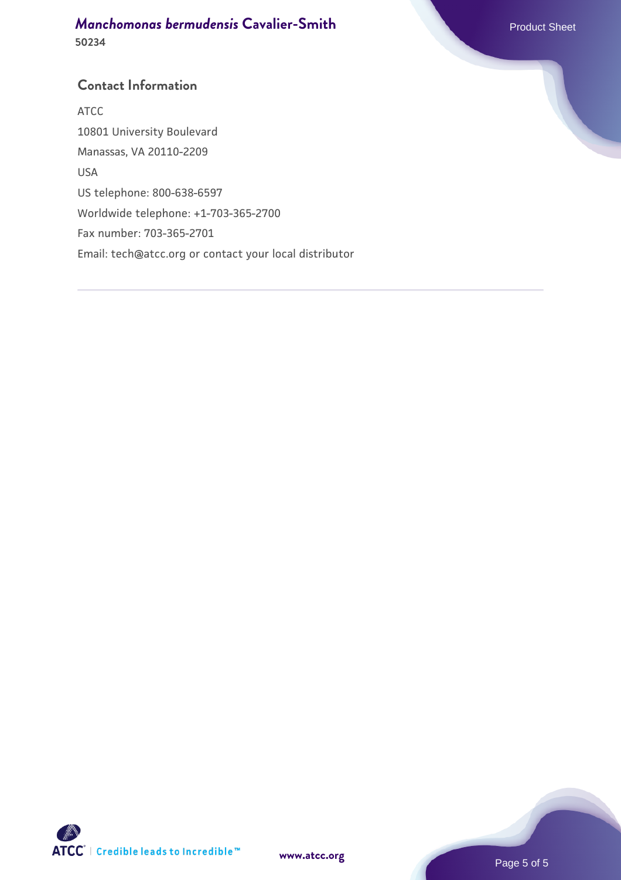## Contact Information

ATCC

10801 University Boulevard

Manassas, VA 20110-2209

USA

US telephone: 800-638-6597

Worldwide telephone: +1-703-365-2700

Fax number: 703-365-2701

Email: tech@atcc.org or contact your local distributor